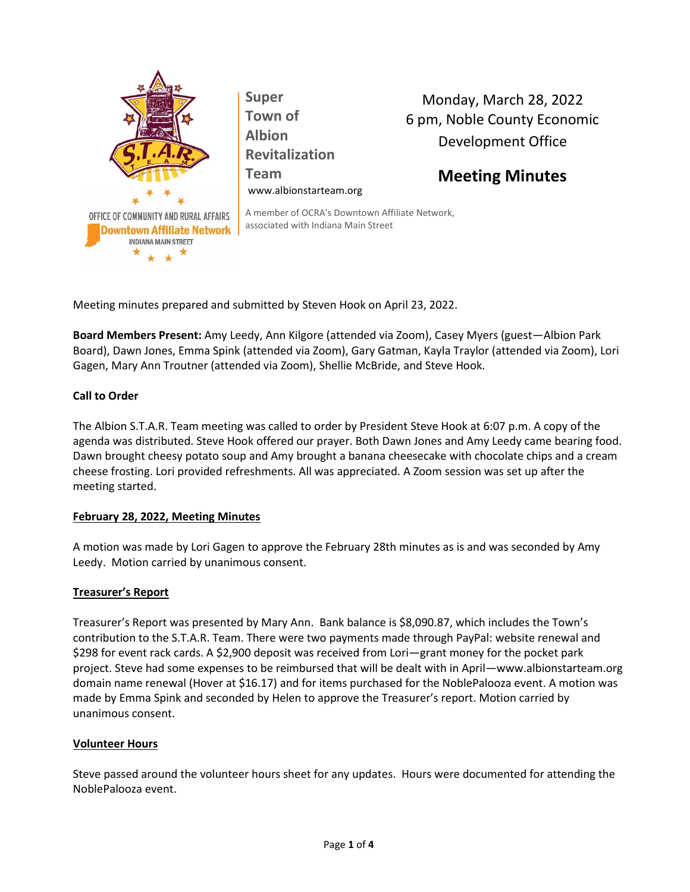Super Town of Albion Revitalization Team
www.albionstarteam.org

A member of OCRA's Downtown Affiliate Network, associated with Indiana Main Street

OFFICE OF COMMUNITY AND RURAL AFFAIRS
Downtown Affiliate Network
INDIANA MAIN STREET

Monday, March 28, 2022
6 pm, Noble County Economic Development Office

# Meeting Minutes

Meeting minutes prepared and submitted by Steven Hook on April 23, 2022.

**Board Members Present:** Amy Leedy, Ann Kilgore (attended via Zoom), Casey Myers (guest—Albion Park Board), Dawn Jones, Emma Spink (attended via Zoom), Gary Gatman, Kayla Traylor (attended via Zoom), Lori Gagen, Mary Ann Troutner (attended via Zoom), Shellie McBride, and Steve Hook.

**Call to Order**

The Albion S.T.A.R. Team meeting was called to order by President Steve Hook at 6:07 p.m. A copy of the agenda was distributed. Steve Hook offered our prayer. Both Dawn Jones and Amy Leedy came bearing food. Dawn brought cheesy potato soup and Amy brought a banana cheesecake with chocolate chips and a cream cheese frosting. Lori provided refreshments. All was appreciated. A Zoom session was set up after the meeting started.

**February 28, 2022, Meeting Minutes**

A motion was made by Lori Gagen to approve the February 28th minutes as is and was seconded by Amy Leedy. Motion carried by unanimous consent.

**Treasurer's Report**

Treasurer's Report was presented by Mary Ann. Bank balance is $8,090.87, which includes the Town's contribution to the S.T.A.R. Team. There were two payments made through PayPal: website renewal and $298 for event rack cards. A $2,900 deposit was received from Lori—grant money for the pocket park project. Steve had some expenses to be reimbursed that will be dealt with in April—www.albionstarteam.org domain name renewal (Hover at $16.17) and for items purchased for the NoblePalooza event. A motion was made by Emma Spink and seconded by Helen to approve the Treasurer's report. Motion carried by unanimous consent.

**Volunteer Hours**

Steve passed around the volunteer hours sheet for any updates. Hours were documented for attending the NoblePalooza event.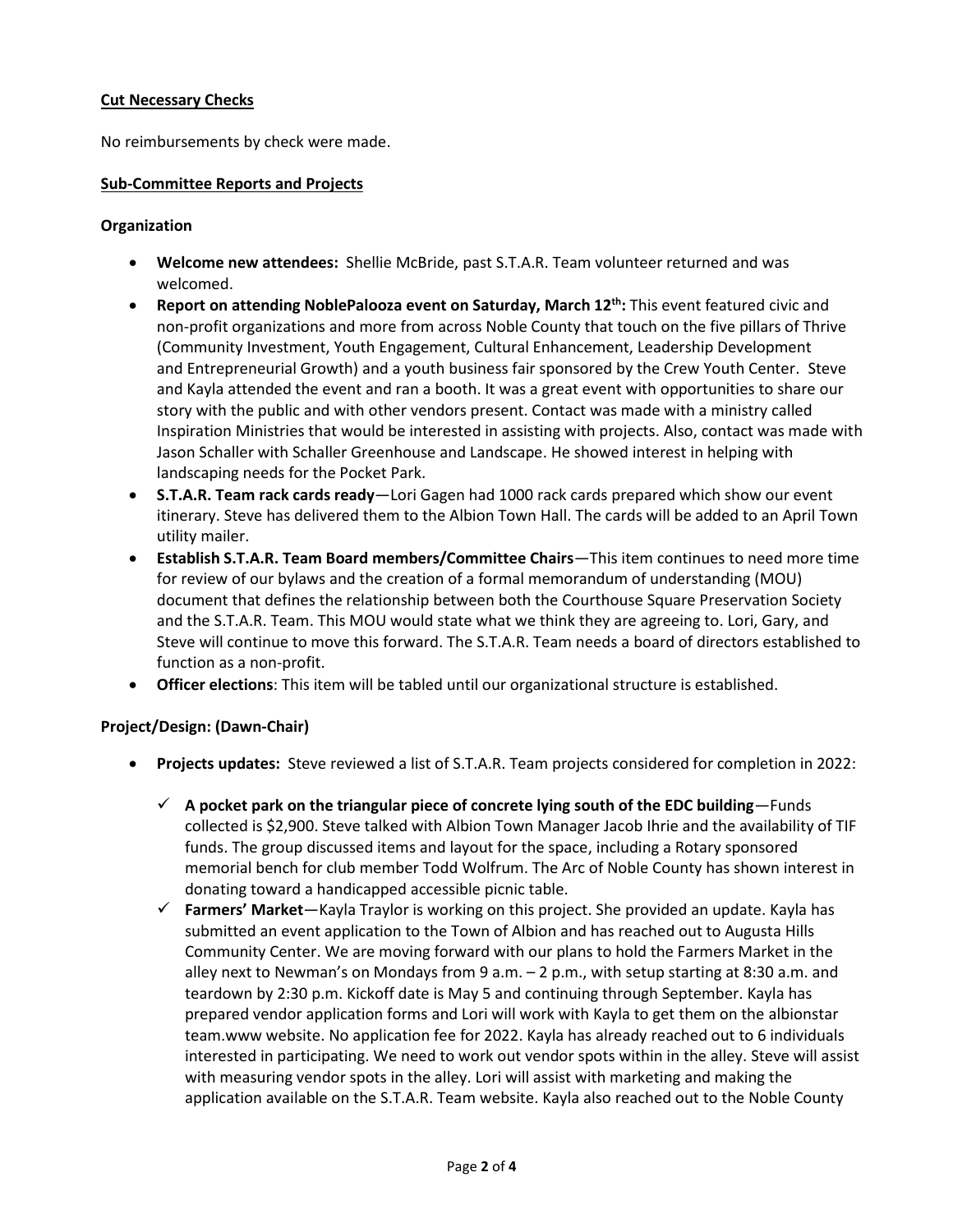**Cut Necessary Checks**

No reimbursements by check were made.

**Sub-Committee Reports and Projects**

**Organization**

- **Welcome new attendees:** Shellie McBride, past S.T.A.R. Team volunteer returned and was welcomed.
- **Report on attending NoblePalooza event on Saturday, March 12th:** This event featured civic and non-profit organizations and more from across Noble County that touch on the five pillars of Thrive (Community Investment, Youth Engagement, Cultural Enhancement, Leadership Development and Entrepreneurial Growth) and a youth business fair sponsored by the Crew Youth Center. Steve and Kayla attended the event and ran a booth. It was a great event with opportunities to share our story with the public and with other vendors present. Contact was made with a ministry called Inspiration Ministries that would be interested in assisting with projects. Also, contact was made with Jason Schaller with Schaller Greenhouse and Landscape. He showed interest in helping with landscaping needs for the Pocket Park.
- **S.T.A.R. Team rack cards ready**—Lori Gagen had 1000 rack cards prepared which show our event itinerary. Steve has delivered them to the Albion Town Hall. The cards will be added to an April Town utility mailer.
- **Establish S.T.A.R. Team Board members/Committee Chairs**—This item continues to need more time for review of our bylaws and the creation of a formal memorandum of understanding (MOU) document that defines the relationship between both the Courthouse Square Preservation Society and the S.T.A.R. Team. This MOU would state what we think they are agreeing to. Lori, Gary, and Steve will continue to move this forward. The S.T.A.R. Team needs a board of directors established to function as a non-profit.
- **Officer elections**: This item will be tabled until our organizational structure is established.

**Project/Design: (Dawn-Chair)**

- **Projects updates:** Steve reviewed a list of S.T.A.R. Team projects considered for completion in 2022:
  - ✓ **A pocket park on the triangular piece of concrete lying south of the EDC building**—Funds collected is $2,900. Steve talked with Albion Town Manager Jacob Ihrie and the availability of TIF funds. The group discussed items and layout for the space, including a Rotary sponsored memorial bench for club member Todd Wolfrum. The Arc of Noble County has shown interest in donating toward a handicapped accessible picnic table.
  - ✓ **Farmers' Market**—Kayla Traylor is working on this project. She provided an update. Kayla has submitted an event application to the Town of Albion and has reached out to Augusta Hills Community Center. We are moving forward with our plans to hold the Farmers Market in the alley next to Newman's on Mondays from 9 a.m. – 2 p.m., with setup starting at 8:30 a.m. and teardown by 2:30 p.m. Kickoff date is May 5 and continuing through September. Kayla has prepared vendor application forms and Lori will work with Kayla to get them on the albionstar team.www website. No application fee for 2022. Kayla has already reached out to 6 individuals interested in participating. We need to work out vendor spots within in the alley. Steve will assist with measuring vendor spots in the alley. Lori will assist with marketing and making the application available on the S.T.A.R. Team website. Kayla also reached out to the Noble County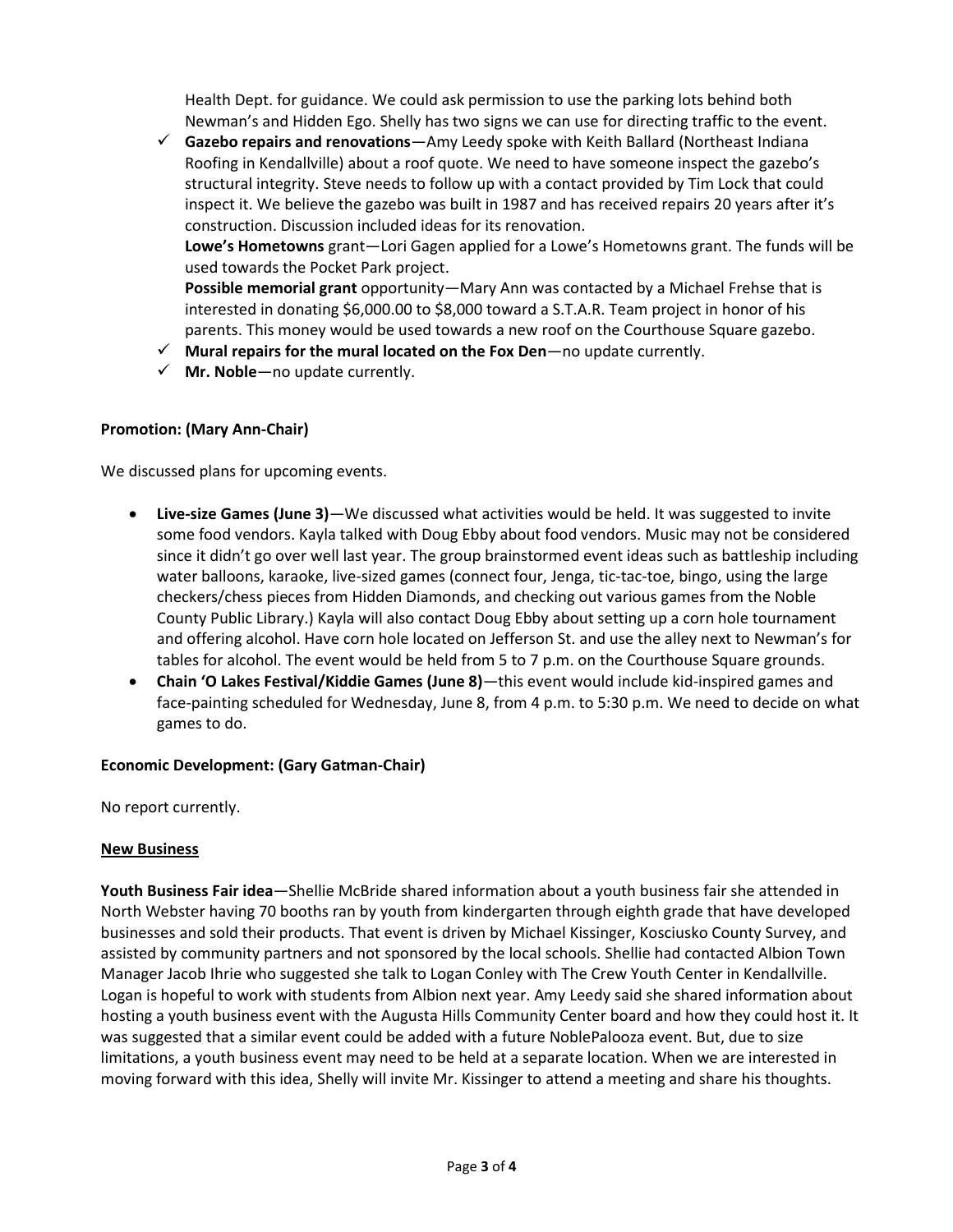Health Dept. for guidance. We could ask permission to use the parking lots behind both Newman's and Hidden Ego. Shelly has two signs we can use for directing traffic to the event.

- ✓ **Gazebo repairs and renovations**—Amy Leedy spoke with Keith Ballard (Northeast Indiana Roofing in Kendallville) about a roof quote. We need to have someone inspect the gazebo's structural integrity. Steve needs to follow up with a contact provided by Tim Lock that could inspect it. We believe the gazebo was built in 1987 and has received repairs 20 years after it's construction. Discussion included ideas for its renovation.

  **Lowe's Hometowns** grant—Lori Gagen applied for a Lowe's Hometowns grant. The funds will be used towards the Pocket Park project.

  **Possible memorial grant** opportunity—Mary Ann was contacted by a Michael Frehse that is interested in donating $6,000.00 to $8,000 toward a S.T.A.R. Team project in honor of his parents. This money would be used towards a new roof on the Courthouse Square gazebo.
- ✓ **Mural repairs for the mural located on the Fox Den**—no update currently.
- ✓ **Mr. Noble**—no update currently.

**Promotion: (Mary Ann-Chair)**

We discussed plans for upcoming events.

- **Live-size Games (June 3)**—We discussed what activities would be held. It was suggested to invite some food vendors. Kayla talked with Doug Ebby about food vendors. Music may not be considered since it didn't go over well last year. The group brainstormed event ideas such as battleship including water balloons, karaoke, live-sized games (connect four, Jenga, tic-tac-toe, bingo, using the large checkers/chess pieces from Hidden Diamonds, and checking out various games from the Noble County Public Library.) Kayla will also contact Doug Ebby about setting up a corn hole tournament and offering alcohol. Have corn hole located on Jefferson St. and use the alley next to Newman's for tables for alcohol. The event would be held from 5 to 7 p.m. on the Courthouse Square grounds.
- **Chain 'O Lakes Festival/Kiddie Games (June 8)**—this event would include kid-inspired games and face-painting scheduled for Wednesday, June 8, from 4 p.m. to 5:30 p.m. We need to decide on what games to do.

**Economic Development: (Gary Gatman-Chair)**

No report currently.

**New Business**

**Youth Business Fair idea**—Shellie McBride shared information about a youth business fair she attended in North Webster having 70 booths ran by youth from kindergarten through eighth grade that have developed businesses and sold their products. That event is driven by Michael Kissinger, Kosciusko County Survey, and assisted by community partners and not sponsored by the local schools. Shellie had contacted Albion Town Manager Jacob Ihrie who suggested she talk to Logan Conley with The Crew Youth Center in Kendallville. Logan is hopeful to work with students from Albion next year. Amy Leedy said she shared information about hosting a youth business event with the Augusta Hills Community Center board and how they could host it. It was suggested that a similar event could be added with a future NoblePalooza event. But, due to size limitations, a youth business event may need to be held at a separate location. When we are interested in moving forward with this idea, Shelly will invite Mr. Kissinger to attend a meeting and share his thoughts.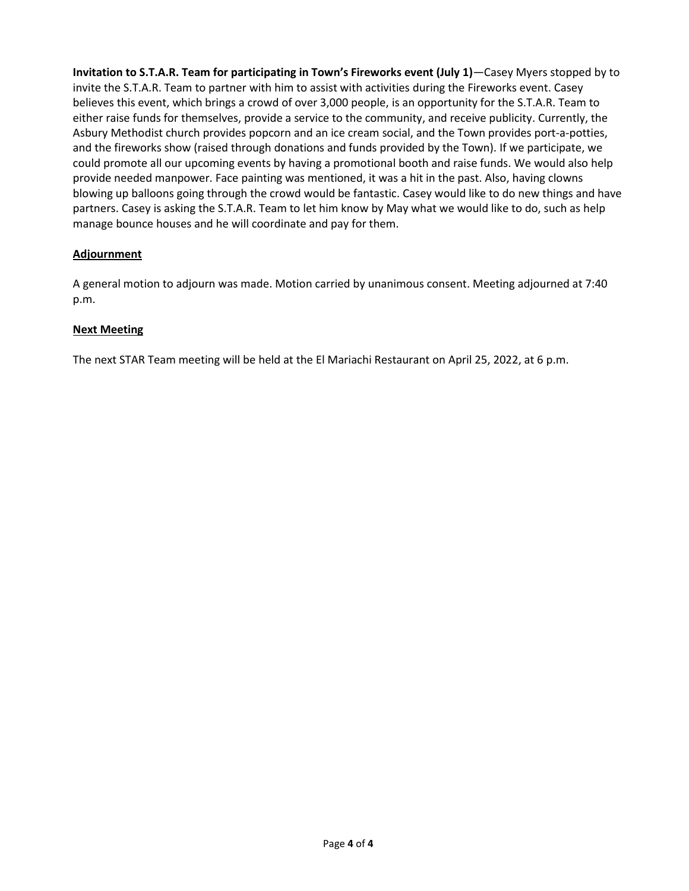**Invitation to S.T.A.R. Team for participating in Town's Fireworks event (July 1)**—Casey Myers stopped by to invite the S.T.A.R. Team to partner with him to assist with activities during the Fireworks event. Casey believes this event, which brings a crowd of over 3,000 people, is an opportunity for the S.T.A.R. Team to either raise funds for themselves, provide a service to the community, and receive publicity. Currently, the Asbury Methodist church provides popcorn and an ice cream social, and the Town provides port-a-potties, and the fireworks show (raised through donations and funds provided by the Town). If we participate, we could promote all our upcoming events by having a promotional booth and raise funds. We would also help provide needed manpower. Face painting was mentioned, it was a hit in the past. Also, having clowns blowing up balloons going through the crowd would be fantastic. Casey would like to do new things and have partners. Casey is asking the S.T.A.R. Team to let him know by May what we would like to do, such as help manage bounce houses and he will coordinate and pay for them.

## Adjournment

A general motion to adjourn was made. Motion carried by unanimous consent. Meeting adjourned at 7:40 p.m.

## Next Meeting

The next STAR Team meeting will be held at the El Mariachi Restaurant on April 25, 2022, at 6 p.m.